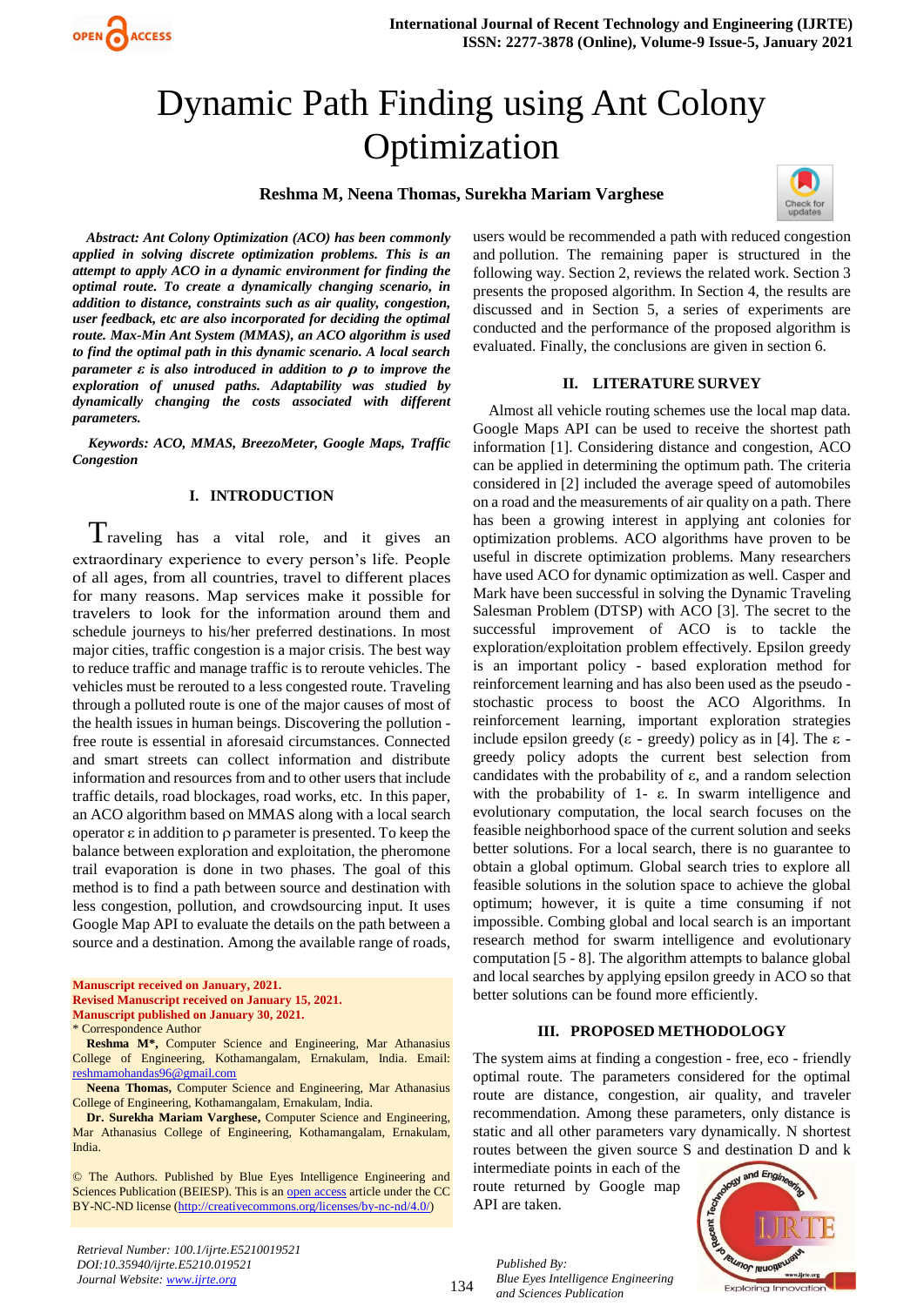# Dynamic Path Finding using Ant Colony Optimization

**Reshma M, Neena Thomas, Surekha Mariam Varghese**

***Abstract: Ant Colony Optimization (ACO) has been commonly applied in solving discrete optimization problems. This is an attempt to apply ACO in a dynamic environment for finding the optimal route. To create a dynamically changing scenario, in addition to distance, constraints such as air quality, congestion, user feedback, etc are also incorporated for deciding the optimal route. Max-Min Ant System (MMAS), an ACO algorithm is used to find the optimal path in this dynamic scenario. A local search parameter $\varepsilon$ is also introduced in addition to $\rho$ to improve the exploration of unused paths. Adaptability was studied by dynamically changing the costs associated with different parameters.***

***Keywords: ACO, MMAS, BreezoMeter, Google Maps, Traffic Congestion***

## I. INTRODUCTION

Traveling has a vital role, and it gives an extraordinary experience to every person's life. People of all ages, from all countries, travel to different places for many reasons. Map services make it possible for travelers to look for the information around them and schedule journeys to his/her preferred destinations. In most major cities, traffic congestion is a major crisis. The best way to reduce traffic and manage traffic is to reroute vehicles. The vehicles must be rerouted to a less congested route. Traveling through a polluted route is one of the major causes of most of the health issues in human beings. Discovering the pollution - free route is essential in aforesaid circumstances. Connected and smart streets can collect information and distribute information and resources from and to other users that include traffic details, road blockages, road works, etc. In this paper, an ACO algorithm based on MMAS along with a local search operator $\varepsilon$ in addition to $\rho$ parameter is presented. To keep the balance between exploration and exploitation, the pheromone trail evaporation is done in two phases. The goal of this method is to find a path between source and destination with less congestion, pollution, and crowdsourcing input. It uses Google Map API to evaluate the details on the path between a source and a destination. Among the available range of roads, users would be recommended a path with reduced congestion and pollution. The remaining paper is structured in the following way. Section 2, reviews the related work. Section 3 presents the proposed algorithm. In Section 4, the results are discussed and in Section 5, a series of experiments are conducted and the performance of the proposed algorithm is evaluated. Finally, the conclusions are given in section 6.

**Manuscript received on January, 2021.**
**Revised Manuscript received on January 15, 2021.**
**Manuscript published on January 30, 2021.**
\* Correspondence Author

**Reshma M\***, Computer Science and Engineering, Mar Athanasius College of Engineering, Kothamangalam, Ernakulam, India. Email: reshmamohandas96@gmail.com

**Neena Thomas**, Computer Science and Engineering, Mar Athanasius College of Engineering, Kothamangalam, Ernakulam, India.

**Dr. Surekha Mariam Varghese**, Computer Science and Engineering, Mar Athanasius College of Engineering, Kothamangalam, Ernakulam, India.

© The Authors. Published by Blue Eyes Intelligence Engineering and Sciences Publication (BEIESP). This is an open access article under the CC BY-NC-ND license (http://creativecommons.org/licenses/by-nc-nd/4.0/)

## II. LITERATURE SURVEY

Almost all vehicle routing schemes use the local map data. Google Maps API can be used to receive the shortest path information [1]. Considering distance and congestion, ACO can be applied in determining the optimum path. The criteria considered in [2] included the average speed of automobiles on a road and the measurements of air quality on a path. There has been a growing interest in applying ant colonies for optimization problems. ACO algorithms have proven to be useful in discrete optimization problems. Many researchers have used ACO for dynamic optimization as well. Casper and Mark have been successful in solving the Dynamic Traveling Salesman Problem (DTSP) with ACO [3]. The secret to the successful improvement of ACO is to tackle the exploration/exploitation problem effectively. Epsilon greedy is an important policy - based exploration method for reinforcement learning and has also been used as the pseudo - stochastic process to boost the ACO Algorithms. In reinforcement learning, important exploration strategies include epsilon greedy ($\varepsilon$ - greedy) policy as in [4]. The $\varepsilon$ - greedy policy adopts the current best selection from candidates with the probability of $\varepsilon$, and a random selection with the probability of 1- $\varepsilon$. In swarm intelligence and evolutionary computation, the local search focuses on the feasible neighborhood space of the current solution and seeks better solutions. For a local search, there is no guarantee to obtain a global optimum. Global search tries to explore all feasible solutions in the solution space to achieve the global optimum; however, it is quite a time consuming if not impossible. Combing global and local search is an important research method for swarm intelligence and evolutionary computation [5 - 8]. The algorithm attempts to balance global and local searches by applying epsilon greedy in ACO so that better solutions can be found more efficiently.

## III. PROPOSED METHODOLOGY

The system aims at finding a congestion - free, eco - friendly optimal route. The parameters considered for the optimal route are distance, congestion, air quality, and traveler recommendation. Among these parameters, only distance is static and all other parameters vary dynamically. N shortest routes between the given source S and destination D and k intermediate points in each of the route returned by Google map API are taken.

Retrieval Number: 100.1/ijrte.E5210019521
DOI:10.35940/ijrte.E5210.019521
Journal Website: www.ijrte.org

Published By:
Blue Eyes Intelligence Engineering and Sciences Publication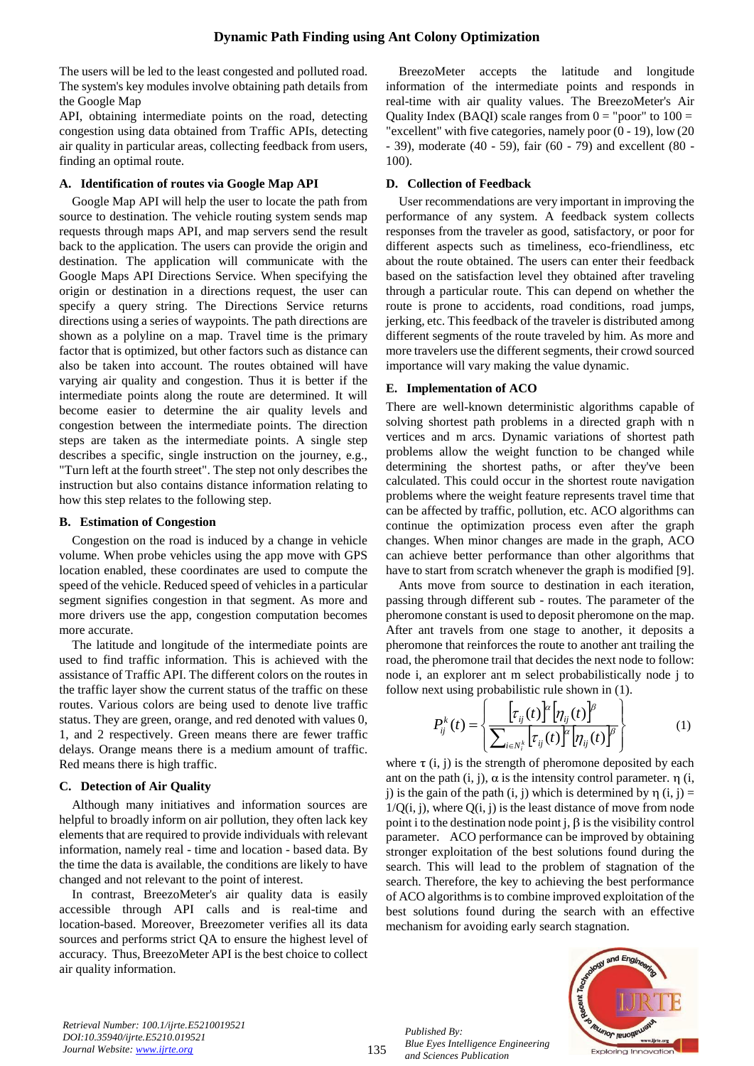The users will be led to the least congested and polluted road. The system's key modules involve obtaining path details from the Google Map API, obtaining intermediate points on the road, detecting congestion using data obtained from Traffic APIs, detecting air quality in particular areas, collecting feedback from users, finding an optimal route.

### A. Identification of routes via Google Map API

Google Map API will help the user to locate the path from source to destination. The vehicle routing system sends map requests through maps API, and map servers send the result back to the application. The users can provide the origin and destination. The application will communicate with the Google Maps API Directions Service. When specifying the origin or destination in a directions request, the user can specify a query string. The Directions Service returns directions using a series of waypoints. The path directions are shown as a polyline on a map. Travel time is the primary factor that is optimized, but other factors such as distance can also be taken into account. The routes obtained will have varying air quality and congestion. Thus it is better if the intermediate points along the route are determined. It will become easier to determine the air quality levels and congestion between the intermediate points. The direction steps are taken as the intermediate points. A single step describes a specific, single instruction on the journey, e.g., "Turn left at the fourth street". The step not only describes the instruction but also contains distance information relating to how this step relates to the following step.

### B. Estimation of Congestion

Congestion on the road is induced by a change in vehicle volume. When probe vehicles using the app move with GPS location enabled, these coordinates are used to compute the speed of the vehicle. Reduced speed of vehicles in a particular segment signifies congestion in that segment. As more and more drivers use the app, congestion computation becomes more accurate.

The latitude and longitude of the intermediate points are used to find traffic information. This is achieved with the assistance of Traffic API. The different colors on the routes in the traffic layer show the current status of the traffic on these routes. Various colors are being used to denote live traffic status. They are green, orange, and red denoted with values 0, 1, and 2 respectively. Green means there are fewer traffic delays. Orange means there is a medium amount of traffic. Red means there is high traffic.

### C. Detection of Air Quality

Although many initiatives and information sources are helpful to broadly inform on air pollution, they often lack key elements that are required to provide individuals with relevant information, namely real - time and location - based data. By the time the data is available, the conditions are likely to have changed and not relevant to the point of interest.

In contrast, BreezoMeter's air quality data is easily accessible through API calls and is real-time and location-based. Moreover, Breezometer verifies all its data sources and performs strict QA to ensure the highest level of accuracy. Thus, BreezoMeter API is the best choice to collect air quality information.

BreezoMeter accepts the latitude and longitude information of the intermediate points and responds in real-time with air quality values. The BreezoMeter's Air Quality Index (BAQI) scale ranges from 0 = "poor" to 100 = "excellent" with five categories, namely poor (0 - 19), low (20 - 39), moderate (40 - 59), fair (60 - 79) and excellent (80 - 100).

### D. Collection of Feedback

User recommendations are very important in improving the performance of any system. A feedback system collects responses from the traveler as good, satisfactory, or poor for different aspects such as timeliness, eco-friendliness, etc about the route obtained. The users can enter their feedback based on the satisfaction level they obtained after traveling through a particular route. This can depend on whether the route is prone to accidents, road conditions, road jumps, jerking, etc. This feedback of the traveler is distributed among different segments of the route traveled by him. As more and more travelers use the different segments, their crowd sourced importance will vary making the value dynamic.

### E. Implementation of ACO

There are well-known deterministic algorithms capable of solving shortest path problems in a directed graph with n vertices and m arcs. Dynamic variations of shortest path problems allow the weight function to be changed while determining the shortest paths, or after they've been calculated. This could occur in the shortest route navigation problems where the weight feature represents travel time that can be affected by traffic, pollution, etc. ACO algorithms can continue the optimization process even after the graph changes. When minor changes are made in the graph, ACO can achieve better performance than other algorithms that have to start from scratch whenever the graph is modified [9].

Ants move from source to destination in each iteration, passing through different sub - routes. The parameter of the pheromone constant is used to deposit pheromone on the map. After ant travels from one stage to another, it deposits a pheromone that reinforces the route to another ant trailing the road, the pheromone trail that decides the next node to follow: node i, an explorer ant m select probabilistically node j to follow next using probabilistic rule shown in (1).

$$P_{ij}^{k}(t) = \left\{ \frac{\left[\tau_{ij}(t)\right]^{\alpha}\left[\eta_{ij}(t)\right]^{\beta}}{\sum_{l \in N_i^k}\left[\tau_{ij}(t)\right]^{\alpha}\left[\eta_{ij}(t)\right]^{\beta}} \right\} \quad (1)$$

where τ (i, j) is the strength of pheromone deposited by each ant on the path (i, j), α is the intensity control parameter. η (i, j) is the gain of the path (i, j) which is determined by η (i, j) = 1/Q(i, j), where Q(i, j) is the least distance of move from node point i to the destination node point j, β is the visibility control parameter. ACO performance can be improved by obtaining stronger exploitation of the best solutions found during the search. This will lead to the problem of stagnation of the search. Therefore, the key to achieving the best performance of ACO algorithms is to combine improved exploitation of the best solutions found during the search with an effective mechanism for avoiding early search stagnation.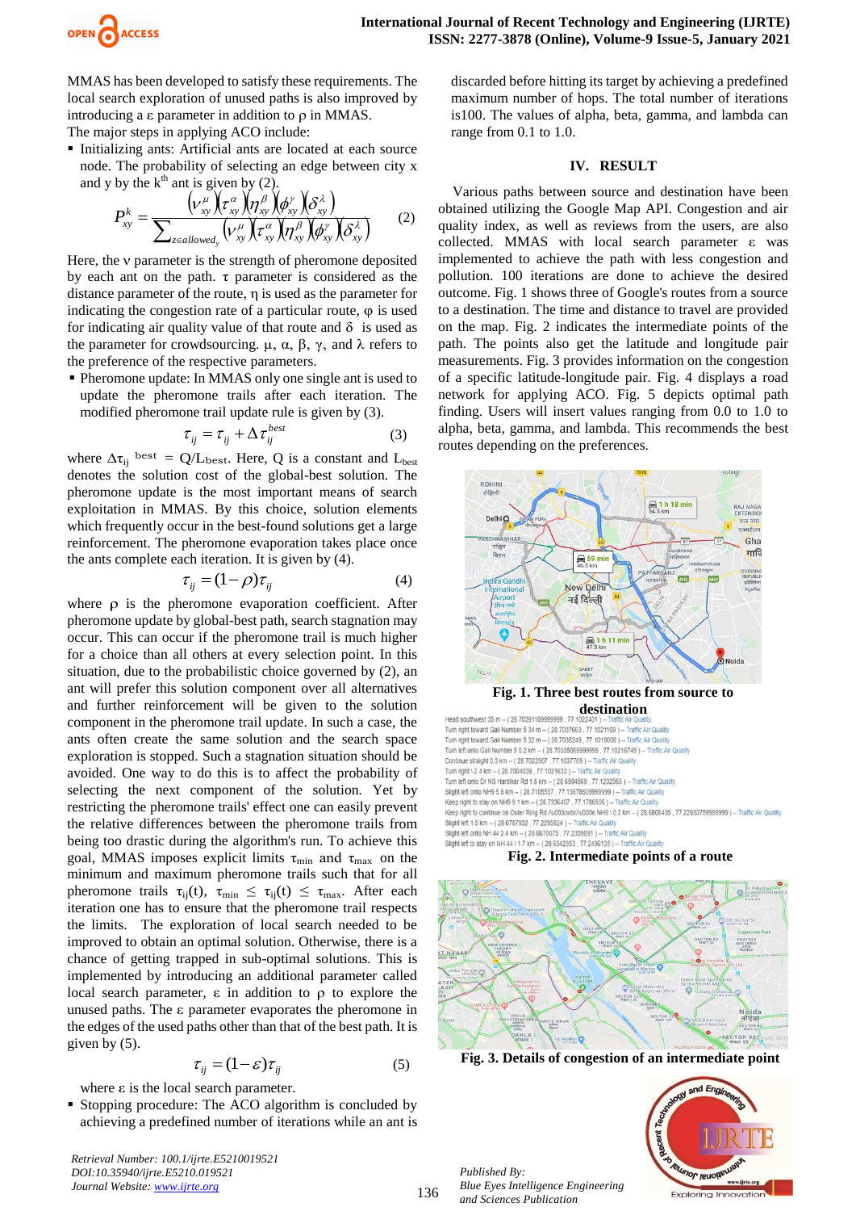MMAS has been developed to satisfy these requirements. The local search exploration of unused paths is also improved by introducing a ε parameter in addition to ρ in MMAS.

The major steps in applying ACO include:

- Initializing ants: Artificial ants are located at each source node. The probability of selecting an edge between city x and y by the k[th] ant is given by (2).

$$P_{xy}^{k} = \frac{(\nu_{xy}^{\mu})(\tau_{xy}^{\alpha})(\eta_{xy}^{\beta})(\phi_{xy}^{\gamma})(\delta_{xy}^{\lambda})}{\sum_{z \in allowed_y} (\nu_{xy}^{\mu})(\tau_{xy}^{\alpha})(\eta_{xy}^{\beta})(\phi_{xy}^{\gamma})(\delta_{xy}^{\lambda})} \quad (2)$$

Here, the ν parameter is the strength of pheromone deposited by each ant on the path. τ parameter is considered as the distance parameter of the route, η is used as the parameter for indicating the congestion rate of a particular route, φ is used for indicating air quality value of that route and δ is used as the parameter for crowdsourcing. μ, α, β, γ, and λ refers to the preference of the respective parameters.

- Pheromone update: In MMAS only one single ant is used to update the pheromone trails after each iteration. The modified pheromone trail update rule is given by (3).

$$\tau_{ij} = \tau_{ij} + \Delta\tau_{ij}^{best} \quad (3)$$

where $\Delta\tau_{ij}^{\ best} = Q/L_{best}$. Here, Q is a constant and $L_{best}$ denotes the solution cost of the global-best solution. The pheromone update is the most important means of search exploitation in MMAS. By this choice, solution elements which frequently occur in the best-found solutions get a large reinforcement. The pheromone evaporation takes place once the ants complete each iteration. It is given by (4).

$$\tau_{ij} = (1-\rho)\tau_{ij} \quad (4)$$

where ρ is the pheromone evaporation coefficient. After pheromone update by global-best path, search stagnation may occur. This can occur if the pheromone trail is much higher for a choice than all others at every selection point. In this situation, due to the probabilistic choice governed by (2), an ant will prefer this solution component over all alternatives and further reinforcement will be given to the solution component in the pheromone trail update. In such a case, the ants often create the same solution and the search space exploration is stopped. Such a stagnation situation should be avoided. One way to do this is to affect the probability of selecting the next component of the solution. Yet by restricting the pheromone trails' effect one can easily prevent the relative differences between the pheromone trails from being too drastic during the algorithm's run. To achieve this goal, MMAS imposes explicit limits $\tau_{min}$ and $\tau_{max}$ on the minimum and maximum pheromone trails such that for all pheromone trails $\tau_{ij}(t)$, $\tau_{min} \leq \tau_{ij}(t) \leq \tau_{max}$. After each iteration one has to ensure that the pheromone trail respects the limits. The exploration of local search needed to be improved to obtain an optimal solution. Otherwise, there is a chance of getting trapped in sub-optimal solutions. This is implemented by introducing an additional parameter called local search parameter, ε in addition to ρ to explore the unused paths. The ε parameter evaporates the pheromone in the edges of the used paths other than that of the best path. It is given by (5).

$$\tau_{ij} = (1-\varepsilon)\tau_{ij} \quad (5)$$

where ε is the local search parameter.

- Stopping procedure: The ACO algorithm is concluded by achieving a predefined number of iterations while an ant is discarded before hitting its target by achieving a predefined maximum number of hops. The total number of iterations is100. The values of alpha, beta, gamma, and lambda can range from 0.1 to 1.0.

## IV. RESULT

Various paths between source and destination have been obtained utilizing the Google Map API. Congestion and air quality index, as well as reviews from the users, are also collected. MMAS with local search parameter ε was implemented to achieve the path with less congestion and pollution. 100 iterations are done to achieve the desired outcome. Fig. 1 shows three of Google's routes from a source to a destination. The time and distance to travel are provided on the map. Fig. 2 indicates the intermediate points of the path. The points also get the latitude and longitude pair measurements. Fig. 3 provides information on the congestion of a specific latitude-longitude pair. Fig. 4 displays a road network for applying ACO. Fig. 5 depicts optimal path finding. Users will insert values ranging from 0.0 to 1.0 to alpha, beta, gamma, and lambda. This recommends the best routes depending on the preferences.

**Fig. 1. Three best routes from source to destination**

Head southwest 35 m -- ( 28.70391189999999 , 77.1022401 ) -- Traffic Air Quality
Turn right toward Gali Number 5 34 m -- ( 28.7037663 , 77.1021109 ) -- Traffic Air Quality
Turn right toward Gali Number 5 32 m -- ( 28.7035249 , 77.1019008 ) -- Traffic Air Quality
Turn left onto Gali Number 5 0.2 km -- ( 28.70335069999999 , 77.10216749 ) -- Traffic Air Quality
Continue straight 0.3 km -- ( 28.7022507 , 77.1037709 ) -- Traffic Air Quality
Turn right \ 2.4 km -- ( 28.7004039 , 77.1021633 ) -- Traffic Air Quality
Turn left onto Dr NS Hardikar Rd 1.8 km -- ( 28.6994569 , 77.1232565 ) -- Traffic Air Quality
Slight left onto NH9 5.8 km -- ( 28.7105637 , 77.13678609999999 ) -- Traffic Air Quality
Keep right to stay on NH9 9.1 km -- ( 28.7336407 , 77.1786506 ) -- Traffic Air Quality
Keep right to continue on Outer Ring Rd \u003cwbr/\u003e NH9 \ 0.2 km -- ( 28.6806435 , 77.22933759999999 ) -- Traffic Air Quality
Slight left 1.5 km -- ( 28.6787932 , 77.2298824 ) -- Traffic Air Quality
Slight left onto NH 44 2.4 km -- ( 28.6670075 , 77.2339891 ) -- Traffic Air Quality
Slight left to stay on NH 44 \ 1.7 km -- ( 28.6542353 , 77.2496135 ) -- Traffic Air Quality

**Fig. 2. Intermediate points of a route**

**Fig. 3. Details of congestion of an intermediate point**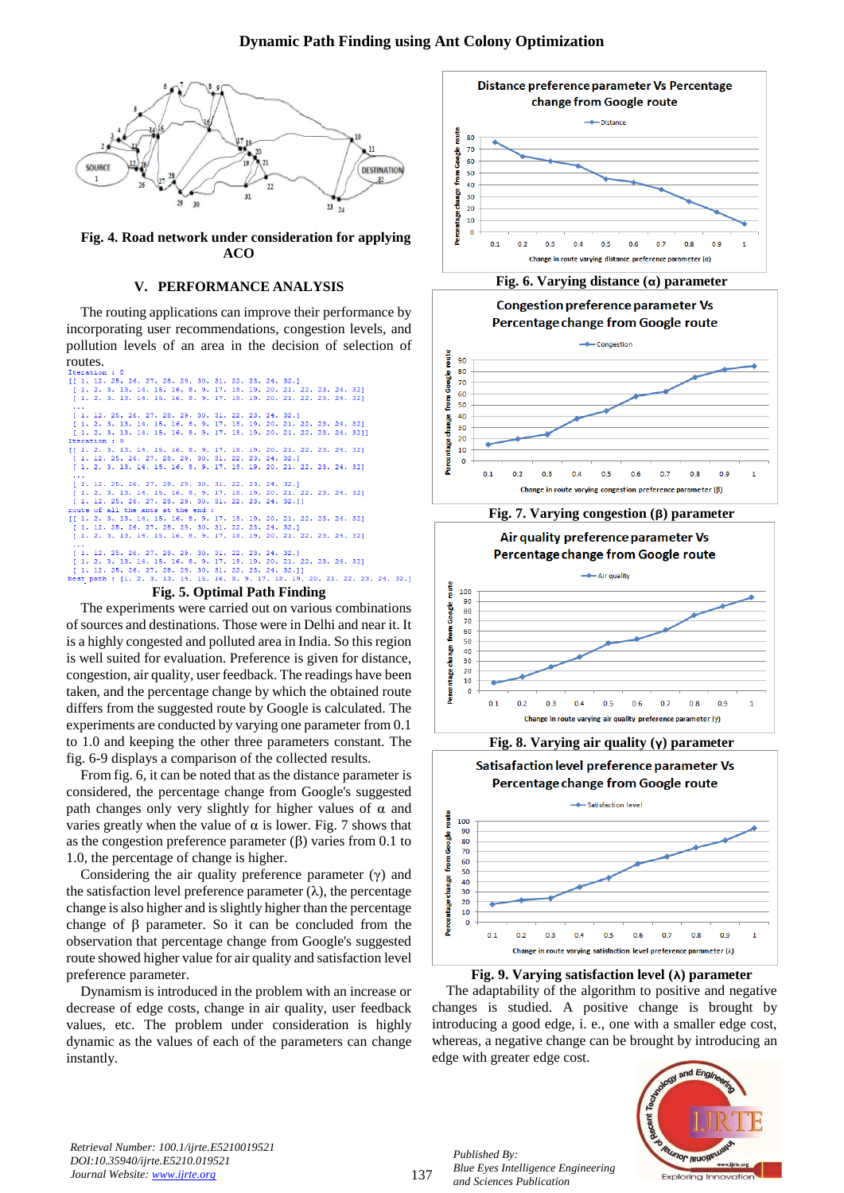Fig. 4. Road network under consideration for applying ACO

## V. PERFORMANCE ANALYSIS

The routing applications can improve their performance by incorporating user recommendations, congestion levels, and pollution levels of an area in the decision of selection of routes.

```
Iteration : 8
[[ 1. 12. 25. 26. 27. 28. 29. 30. 31. 22. 23. 24. 32.]
 [ 1. 2. 3. 13. 14. 15. 16. 8. 9. 17. 18. 19. 20. 21. 22. 23. 24. 32]
 [ 1. 2. 3. 13. 14. 15. 16. 8. 9. 17. 18. 19. 20. 21. 22. 23. 24. 32]
 ...
 [ 1. 12. 25. 26. 27. 28. 29. 30. 31. 22. 23. 24. 32.]
 [ 1. 2. 3. 13. 14. 15. 16. 8. 9. 17. 18. 19. 20. 21. 22. 23. 24. 32]
 [ 1. 2. 3. 13. 14. 15. 16. 8. 9. 17. 18. 19. 20. 21. 22. 23. 24. 32]]
Iteration : 9
[[ 1. 2. 3. 13. 14. 15. 16. 8. 9. 17. 18. 19. 20. 21. 22. 23. 24. 32]
 [ 1. 12. 25. 26. 27. 28. 29. 30. 31. 22. 23. 24. 32.]
 [ 1. 2. 3. 13. 14. 15. 16. 8. 9. 17. 18. 19. 20. 21. 22. 23. 24. 32]
 ...
 [ 1. 12. 25. 26. 27. 28. 29. 30. 31. 22. 23. 24. 32.]
 [ 1. 2. 3. 13. 14. 15. 16. 8. 9. 17. 18. 19. 20. 21. 22. 23. 24. 32]
 [ 1. 12. 25. 26. 27. 28. 29. 30. 31. 22. 23. 24. 32.]]
route of all the ants at the end :
[[ 1. 2. 3. 13. 14. 15. 16. 8. 9. 17. 18. 19. 20. 21. 22. 23. 24. 32]
 [ 1. 12. 25. 26. 27. 28. 29. 30. 31. 22. 23. 24. 32.]
 [ 1. 2. 3. 13. 14. 15. 16. 8. 9. 17. 18. 19. 20. 21. 22. 23. 24. 32]
 ...
 [ 1. 12. 25. 26. 27. 28. 29. 30. 31. 22. 23. 24. 32.]
 [ 1. 2. 3. 13. 14. 15. 16. 8. 9. 17. 18. 19. 20. 21. 22. 23. 24. 32]
 [ 1. 12. 25. 26. 27. 28. 29. 30. 31. 22. 23. 24. 32.]]
best path : [1. 2. 3. 13. 14. 15. 16. 8. 9. 17. 18. 19. 20. 21. 22. 23. 24. 32.]
```

Fig. 5. Optimal Path Finding

The experiments were carried out on various combinations of sources and destinations. Those were in Delhi and near it. It is a highly congested and polluted area in India. So this region is well suited for evaluation. Preference is given for distance, congestion, air quality, user feedback. The readings have been taken, and the percentage change by which the obtained route differs from the suggested route by Google is calculated. The experiments are conducted by varying one parameter from 0.1 to 1.0 and keeping the other three parameters constant. The fig. 6-9 displays a comparison of the collected results.

From fig. 6, it can be noted that as the distance parameter is considered, the percentage change from Google's suggested path changes only very slightly for higher values of α and varies greatly when the value of α is lower. Fig. 7 shows that as the congestion preference parameter (β) varies from 0.1 to 1.0, the percentage of change is higher.

Considering the air quality preference parameter (γ) and the satisfaction level preference parameter (λ), the percentage change is also higher and is slightly higher than the percentage change of β parameter. So it can be concluded from the observation that percentage change from Google's suggested route showed higher value for air quality and satisfaction level preference parameter.

Dynamism is introduced in the problem with an increase or decrease of edge costs, change in air quality, user feedback values, etc. The problem under consideration is highly dynamic as the values of each of the parameters can change instantly.

Fig. 6. Varying distance (α) parameter

Fig. 7. Varying congestion (β) parameter

Fig. 8. Varying air quality (γ) parameter

Fig. 9. Varying satisfaction level (λ) parameter

The adaptability of the algorithm to positive and negative changes is studied. A positive change is brought by introducing a good edge, i. e., one with a smaller edge cost, whereas, a negative change can be brought by introducing an edge with greater edge cost.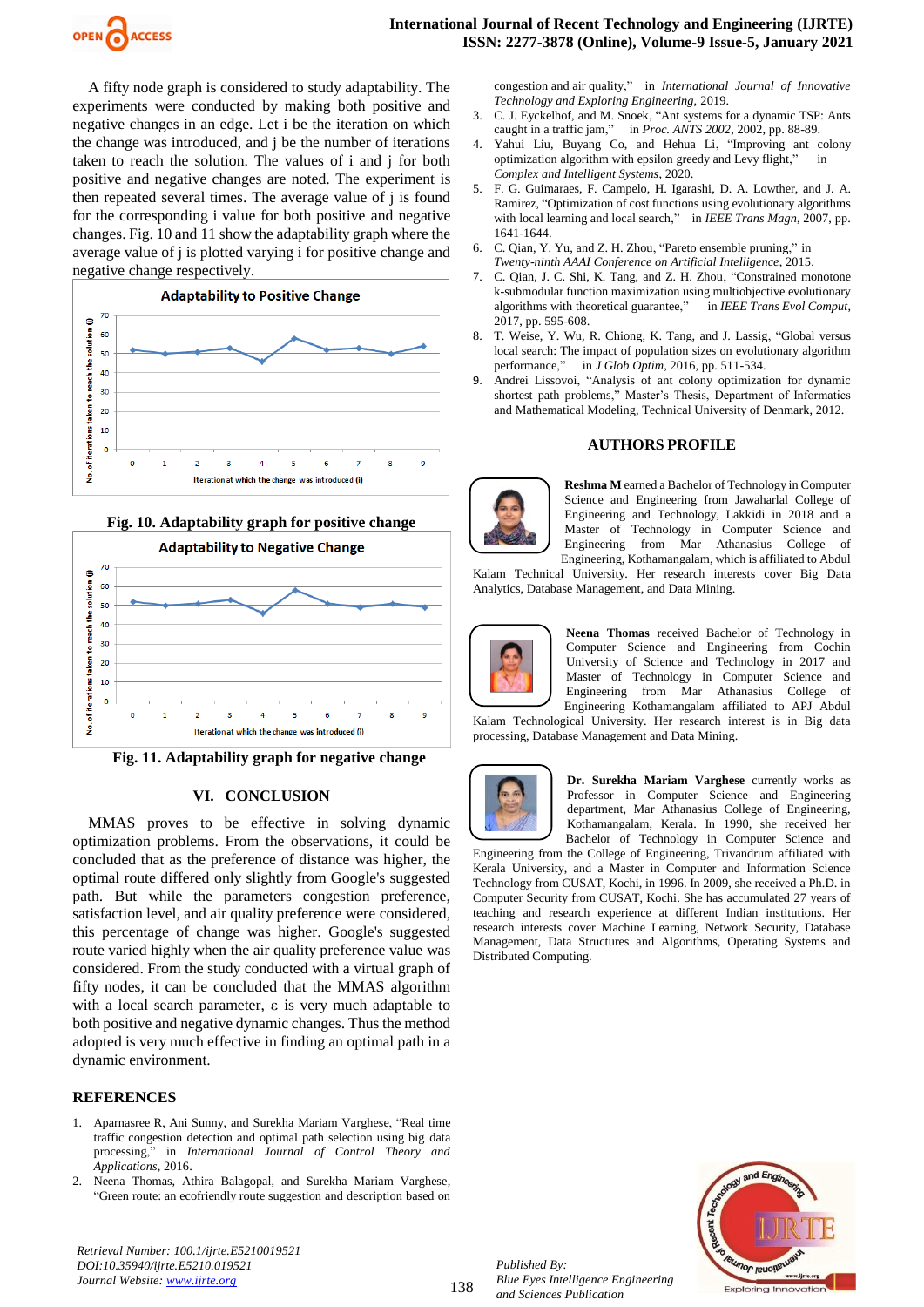A fifty node graph is considered to study adaptability. The experiments were conducted by making both positive and negative changes in an edge. Let i be the iteration on which the change was introduced, and j be the number of iterations taken to reach the solution. The values of i and j for both positive and negative changes are noted. The experiment is then repeated several times. The average value of j is found for the corresponding i value for both positive and negative changes. Fig. 10 and 11 show the adaptability graph where the average value of j is plotted varying i for positive change and negative change respectively.

Adaptability to Positive Change

No. of iterations taken to reach the solution (j)

70
60
50
40
30
20
10
0

0 1 2 3 4 5 6 7 8 9

Iteration at which the change was introduced (i)

**Fig. 10. Adaptability graph for positive change**

Adaptability to Negative Change

No. of iterations taken to reach the solution (j)

70
60
50
40
30
20
10
0

0 1 2 3 4 5 6 7 8 9

Iteration at which the change was introduced (i)

**Fig. 11. Adaptability graph for negative change**

## VI. CONCLUSION

MMAS proves to be effective in solving dynamic optimization problems. From the observations, it could be concluded that as the preference of distance was higher, the optimal route differed only slightly from Google's suggested path. But while the parameters congestion preference, satisfaction level, and air quality preference were considered, this percentage of change was higher. Google's suggested route varied highly when the air quality preference value was considered. From the study conducted with a virtual graph of fifty nodes, it can be concluded that the MMAS algorithm with a local search parameter, ε is very much adaptable to both positive and negative dynamic changes. Thus the method adopted is very much effective in finding an optimal path in a dynamic environment.

## REFERENCES

1. Aparnasree R, Ani Sunny, and Surekha Mariam Varghese, "Real time traffic congestion detection and optimal path selection using big data processing," in *International Journal of Control Theory and Applications*, 2016.
2. Neena Thomas, Athira Balagopal, and Surekha Mariam Varghese, "Green route: an ecofriendly route suggestion and description based on congestion and air quality," in *International Journal of Innovative Technology and Exploring Engineering*, 2019.
3. C. J. Eyckelhof, and M. Snoek, "Ant systems for a dynamic TSP: Ants caught in a traffic jam," in *Proc. ANTS 2002*, 2002, pp. 88-89.
4. Yahui Liu, Buyang Co, and Hehua Li, "Improving ant colony optimization algorithm with epsilon greedy and Levy flight," in *Complex and Intelligent Systems*, 2020.
5. F. G. Guimaraes, F. Campelo, H. Igarashi, D. A. Lowther, and J. A. Ramirez, "Optimization of cost functions using evolutionary algorithms with local learning and local search," in *IEEE Trans Magn*, 2007, pp. 1641-1644.
6. C. Qian, Y. Yu, and Z. H. Zhou, "Pareto ensemble pruning," in *Twenty-ninth AAAI Conference on Artificial Intelligence*, 2015.
7. C. Qian, J. C. Shi, K. Tang, and Z. H. Zhou, "Constrained monotone k-submodular function maximization using multiobjective evolutionary algorithms with theoretical guarantee," in *IEEE Trans Evol Comput*, 2017, pp. 595-608.
8. T. Weise, Y. Wu, R. Chiong, K. Tang, and J. Lassig, "Global versus local search: The impact of population sizes on evolutionary algorithm performance," in *J Glob Optim*, 2016, pp. 511-534.
9. Andrei Lissovoi, "Analysis of ant colony optimization for dynamic shortest path problems," Master's Thesis, Department of Informatics and Mathematical Modeling, Technical University of Denmark, 2012.

## AUTHORS PROFILE

**Reshma M** earned a Bachelor of Technology in Computer Science and Engineering from Jawaharlal College of Engineering, Lakkidi in 2018 and a Master of Technology in Computer Science and Engineering from Mar Athanasius College of Engineering, Kothamangalam, which is affiliated to Abdul Kalam Technical University. Her research interests cover Big Data Analytics, Database Management, and Data Mining.

**Neena Thomas** received Bachelor of Technology in Computer Science and Engineering from Cochin University of Science and Technology in 2017 and Master of Technology in Computer Science and Engineering from Mar Athanasius College of Engineering Kothamangalam affiliated to APJ Abdul Kalam Technological University. Her research interest is in Big data processing, Database Management and Data Mining.

**Dr. Surekha Mariam Varghese** currently works as Professor in Computer Science and Engineering department, Mar Athanasius College of Engineering, Kothamangalam, Kerala. In 1990, she received her Bachelor of Technology in Computer Science and Engineering from the College of Engineering, Trivandrum affiliated with Kerala University, and a Master in Computer and Information Science Technology from CUSAT, Kochi, in 1996. In 2009, she received a Ph.D. in Computer Security from CUSAT, Kochi. She has accumulated 27 years of teaching and research experience at different Indian institutions. Her research interests cover Machine Learning, Network Security, Database Management, Data Structures and Algorithms, Operating Systems and Distributed Computing.